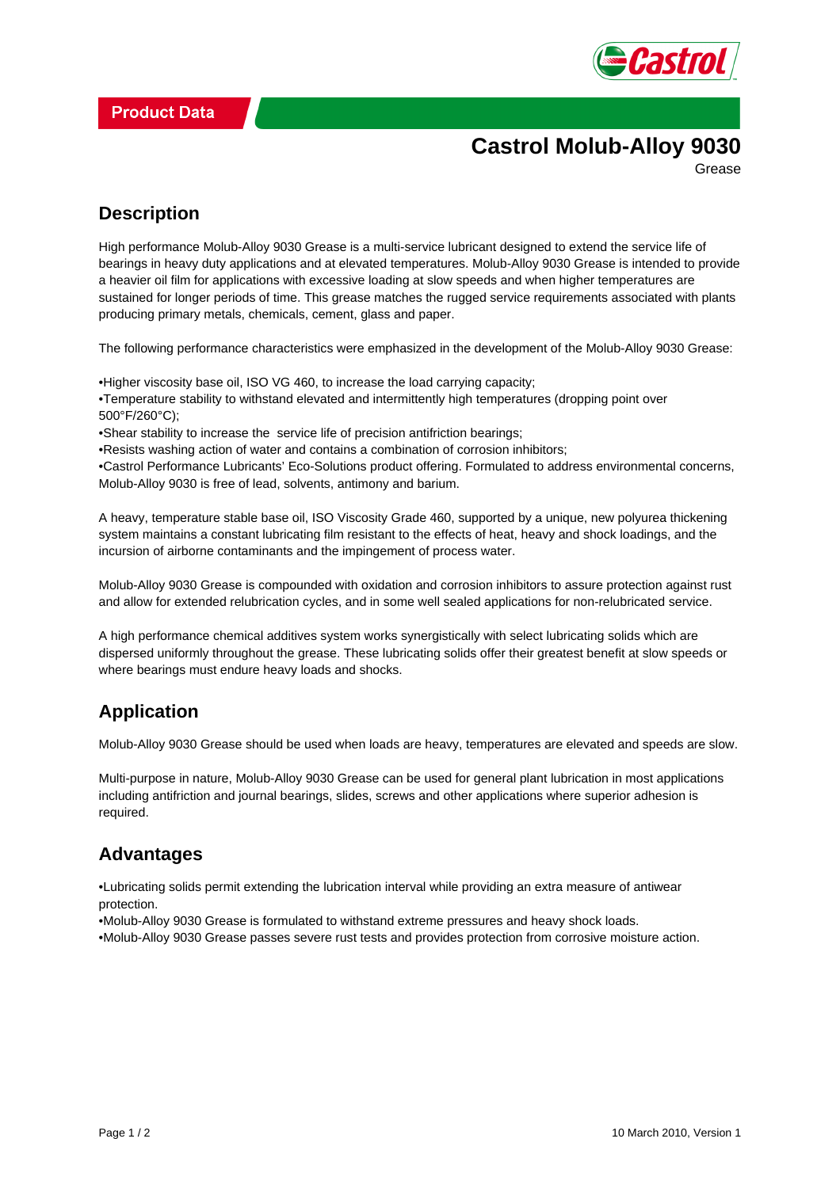Product Data

# Castrol Molub-Alloy 9030

Grease

## Description

High performance Molub-Alloy 9030 Grease is a multi-service lubricant designed to extend the service life of bearings in heavy duty applications and at elevated temperatures. Molub-Alloy 9030 Grease is intended to provide a heavier oil film for applications with excessive loading at slow speeds and when higher temperatures are sustained for longer periods of time. This grease matches the rugged service requirements associated with plants producing primary metals, chemicals, cement, glass and paper.

The following performance characteristics were emphasized in the development of the Molub-Alloy 9030 Grease:

•Higher viscosity base oil, ISO VG 460, to increase the load carrying capacity;
•Temperature stability to withstand elevated and intermittently high temperatures (dropping point over 500°F/260°C);
•Shear stability to increase the  service life of precision antifriction bearings;
•Resists washing action of water and contains a combination of corrosion inhibitors;
•Castrol Performance Lubricants' Eco-Solutions product offering. Formulated to address environmental concerns, Molub-Alloy 9030 is free of lead, solvents, antimony and barium.

A heavy, temperature stable base oil, ISO Viscosity Grade 460, supported by a unique, new polyurea thickening system maintains a constant lubricating film resistant to the effects of heat, heavy and shock loadings, and the incursion of airborne contaminants and the impingement of process water.

Molub-Alloy 9030 Grease is compounded with oxidation and corrosion inhibitors to assure protection against rust and allow for extended relubrication cycles, and in some well sealed applications for non-relubricated service.

A high performance chemical additives system works synergistically with select lubricating solids which are dispersed uniformly throughout the grease. These lubricating solids offer their greatest benefit at slow speeds or where bearings must endure heavy loads and shocks.

## Application

Molub-Alloy 9030 Grease should be used when loads are heavy, temperatures are elevated and speeds are slow.

Multi-purpose in nature, Molub-Alloy 9030 Grease can be used for general plant lubrication in most applications including antifriction and journal bearings, slides, screws and other applications where superior adhesion is required.

## Advantages

•Lubricating solids permit extending the lubrication interval while providing an extra measure of antiwear protection.
•Molub-Alloy 9030 Grease is formulated to withstand extreme pressures and heavy shock loads.
•Molub-Alloy 9030 Grease passes severe rust tests and provides protection from corrosive moisture action.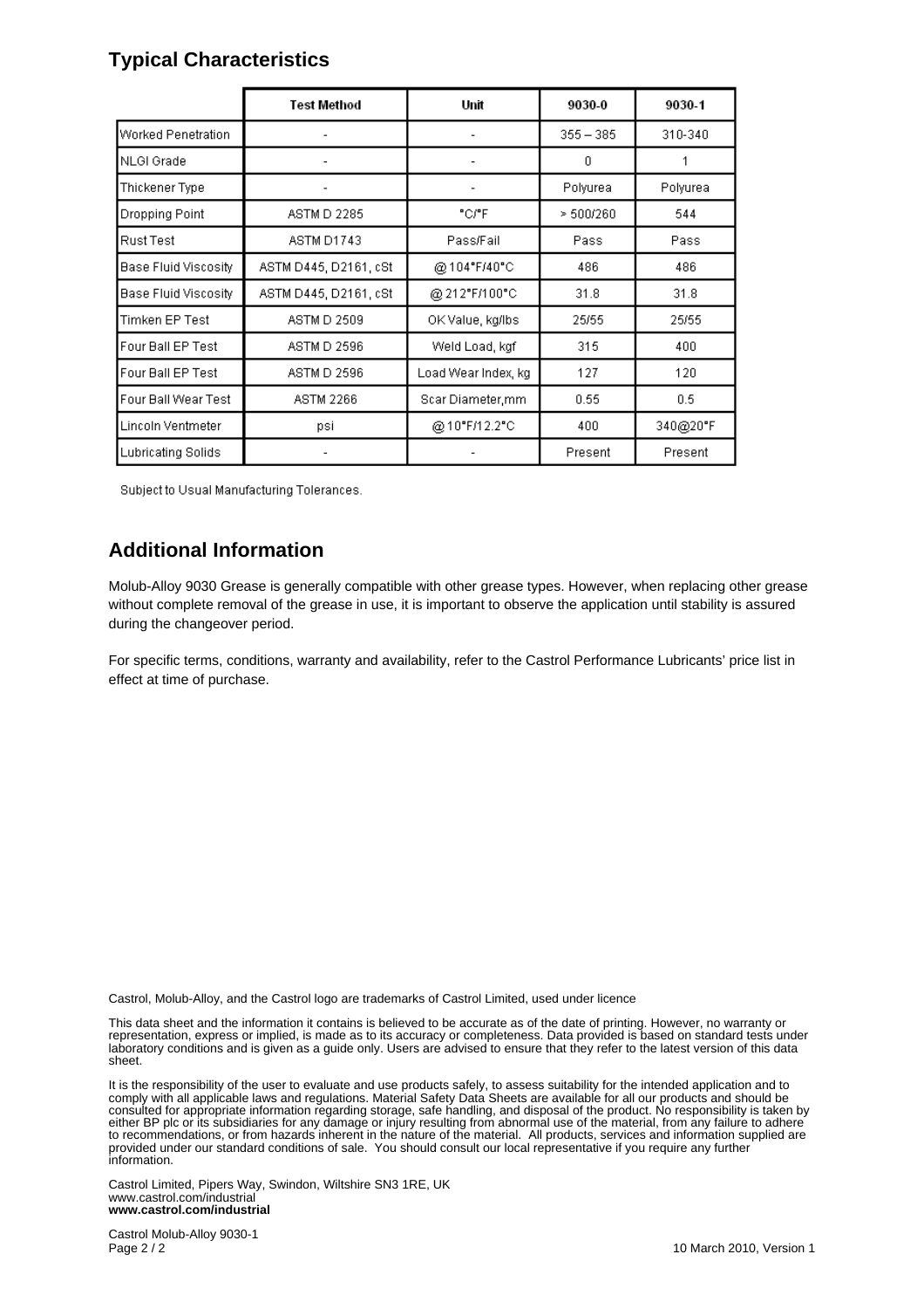## Typical Characteristics

| | Test Method | Unit | 9030-0 | 9030-1 |
|---|---|---|---|---|
| Worked Penetration | - | - | 355 – 385 | 310-340 |
| NLGI Grade | - | - | 0 | 1 |
| Thickener Type | - | - | Polyurea | Polyurea |
| Dropping Point | ASTM D 2285 | °C/°F | > 500/260 | 544 |
| Rust Test | ASTM D1743 | Pass/Fail | Pass | Pass |
| Base Fluid Viscosity | ASTM D445, D2161, cSt | @ 104°F/40°C | 486 | 486 |
| Base Fluid Viscosity | ASTM D445, D2161, cSt | @ 212°F/100°C | 31.8 | 31.8 |
| Timken EP Test | ASTM D 2509 | OK Value, kg/lbs | 25/55 | 25/55 |
| Four Ball EP Test | ASTM D 2596 | Weld Load, kgf | 315 | 400 |
| Four Ball EP Test | ASTM D 2596 | Load Wear Index, kg | 127 | 120 |
| Four Ball Wear Test | ASTM 2266 | Scar Diameter,mm | 0.55 | 0.5 |
| Lincoln Ventmeter | psi | @ 10°F/12.2°C | 400 | 340@20°F |
| Lubricating Solids | - | - | Present | Present |

Subject to Usual Manufacturing Tolerances.

## Additional Information

Molub-Alloy 9030 Grease is generally compatible with other grease types. However, when replacing other grease without complete removal of the grease in use, it is important to observe the application until stability is assured during the changeover period.

For specific terms, conditions, warranty and availability, refer to the Castrol Performance Lubricants' price list in effect at time of purchase.

Castrol, Molub-Alloy, and the Castrol logo are trademarks of Castrol Limited, used under licence

This data sheet and the information it contains is believed to be accurate as of the date of printing. However, no warranty or representation, express or implied, is made as to its accuracy or completeness. Data provided is based on standard tests under laboratory conditions and is given as a guide only. Users are advised to ensure that they refer to the latest version of this data sheet.

It is the responsibility of the user to evaluate and use products safely, to assess suitability for the intended application and to comply with all applicable laws and regulations. Material Safety Data Sheets are available for all our products and should be consulted for appropriate information regarding storage, safe handling, and disposal of the product. No responsibility is taken by either BP plc or its subsidiaries for any damage or injury resulting from abnormal use of the material, from any failure to adhere to recommendations, or from hazards inherent in the nature of the material. All products, services and information supplied are provided under our standard conditions of sale. You should consult our local representative if you require any further information.

Castrol Limited, Pipers Way, Swindon, Wiltshire SN3 1RE, UK
www.castrol.com/industrial
**www.castrol.com/industrial**

Castrol Molub-Alloy 9030-1

10 March 2010, Version 1